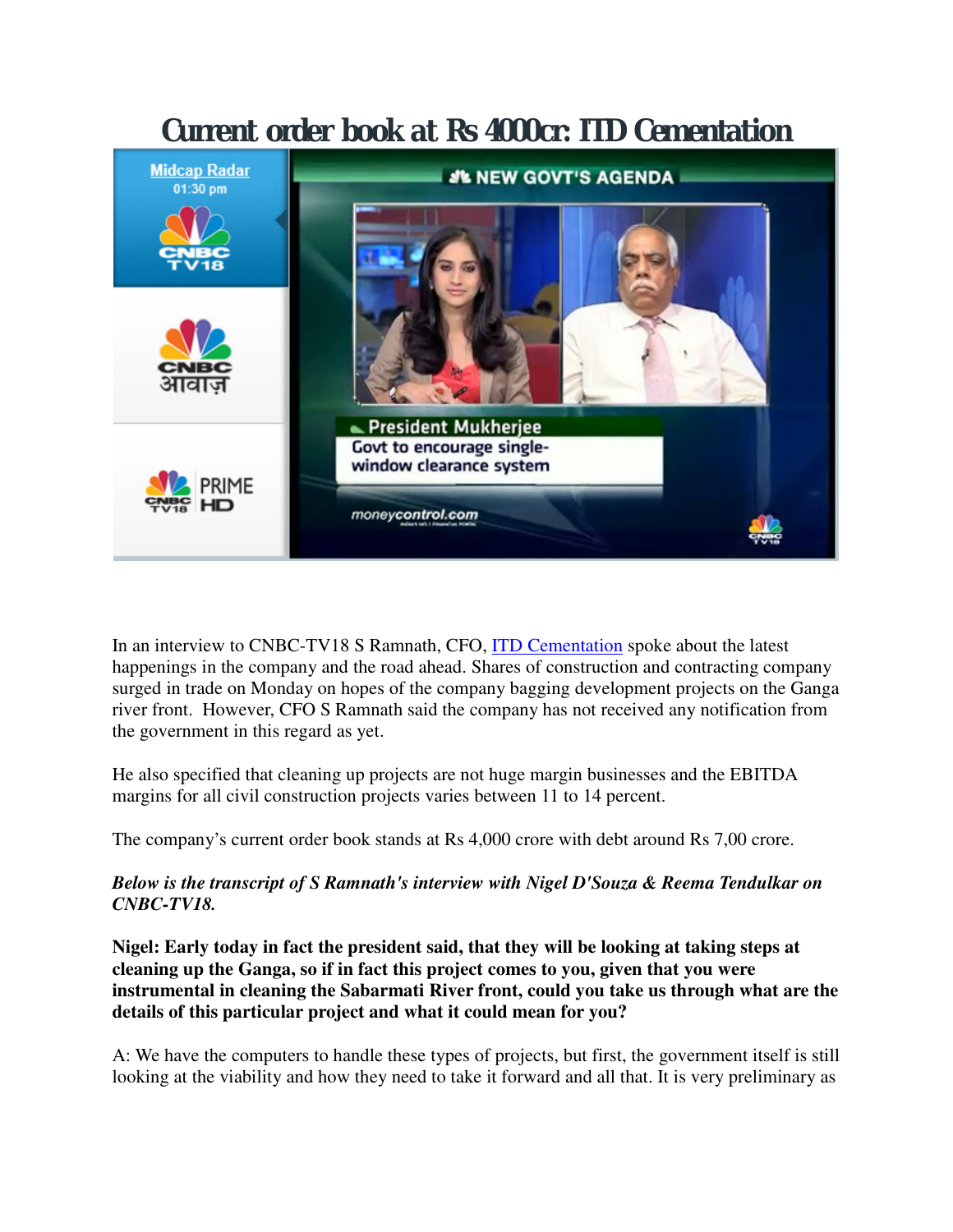# Current order book at Rs 4000cr: ITD Cementation

In an interview to CNBC-TV18 S Ramnath, CFO, ITD Cementation spoke about the latest happenings in the company and the road ahead. Shares of construction and contracting company surged in trade on Monday on hopes of the company bagging development projects on the Ganga river front. However, CFO S Ramnath said the company has not received any notification from the government in this regard as yet.

He also specified that cleaning up projects are not huge margin businesses and the EBITDA margins for all civil construction projects varies between 11 to 14 percent.

The company's current order book stands at Rs 4,000 crore with debt around Rs 7,00 crore.

***Below is the transcript of S Ramnath's interview with Nigel D'Souza & Reema Tendulkar on CNBC-TV18.***

**Nigel: Early today in fact the president said, that they will be looking at taking steps at cleaning up the Ganga, so if in fact this project comes to you, given that you were instrumental in cleaning the Sabarmati River front, could you take us through what are the details of this particular project and what it could mean for you?**

A: We have the computers to handle these types of projects, but first, the government itself is still looking at the viability and how they need to take it forward and all that. It is very preliminary as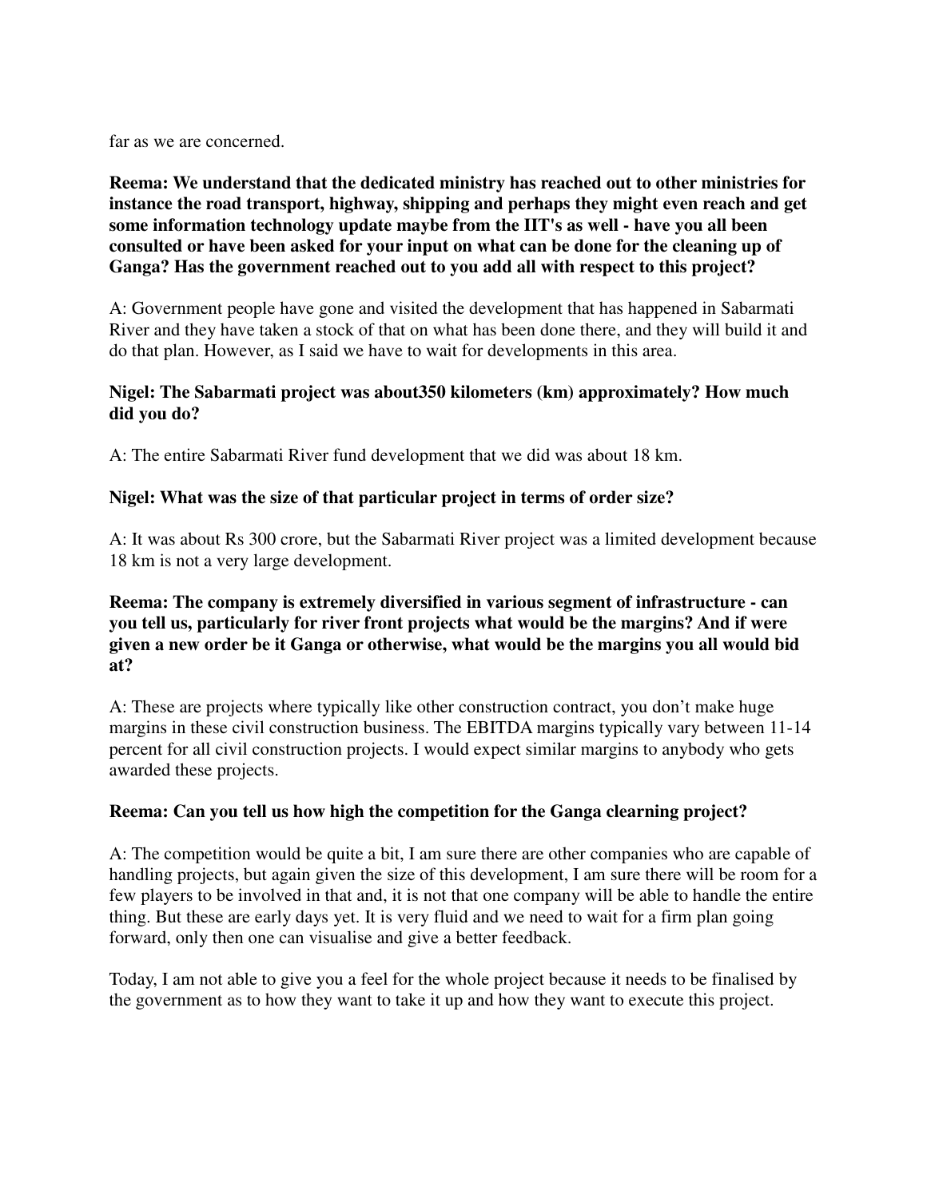far as we are concerned.

**Reema: We understand that the dedicated ministry has reached out to other ministries for instance the road transport, highway, shipping and perhaps they might even reach and get some information technology update maybe from the IIT's as well - have you all been consulted or have been asked for your input on what can be done for the cleaning up of Ganga? Has the government reached out to you add all with respect to this project?**

A: Government people have gone and visited the development that has happened in Sabarmati River and they have taken a stock of that on what has been done there, and they will build it and do that plan. However, as I said we have to wait for developments in this area.

**Nigel: The Sabarmati project was about350 kilometers (km) approximately? How much did you do?**

A: The entire Sabarmati River fund development that we did was about 18 km.

**Nigel: What was the size of that particular project in terms of order size?**

A: It was about Rs 300 crore, but the Sabarmati River project was a limited development because 18 km is not a very large development.

**Reema: The company is extremely diversified in various segment of infrastructure - can you tell us, particularly for river front projects what would be the margins? And if were given a new order be it Ganga or otherwise, what would be the margins you all would bid at?**

A: These are projects where typically like other construction contract, you don't make huge margins in these civil construction business. The EBITDA margins typically vary between 11-14 percent for all civil construction projects. I would expect similar margins to anybody who gets awarded these projects.

**Reema: Can you tell us how high the competition for the Ganga clearning project?**

A: The competition would be quite a bit, I am sure there are other companies who are capable of handling projects, but again given the size of this development, I am sure there will be room for a few players to be involved in that and, it is not that one company will be able to handle the entire thing. But these are early days yet. It is very fluid and we need to wait for a firm plan going forward, only then one can visualise and give a better feedback.

Today, I am not able to give you a feel for the whole project because it needs to be finalised by the government as to how they want to take it up and how they want to execute this project.